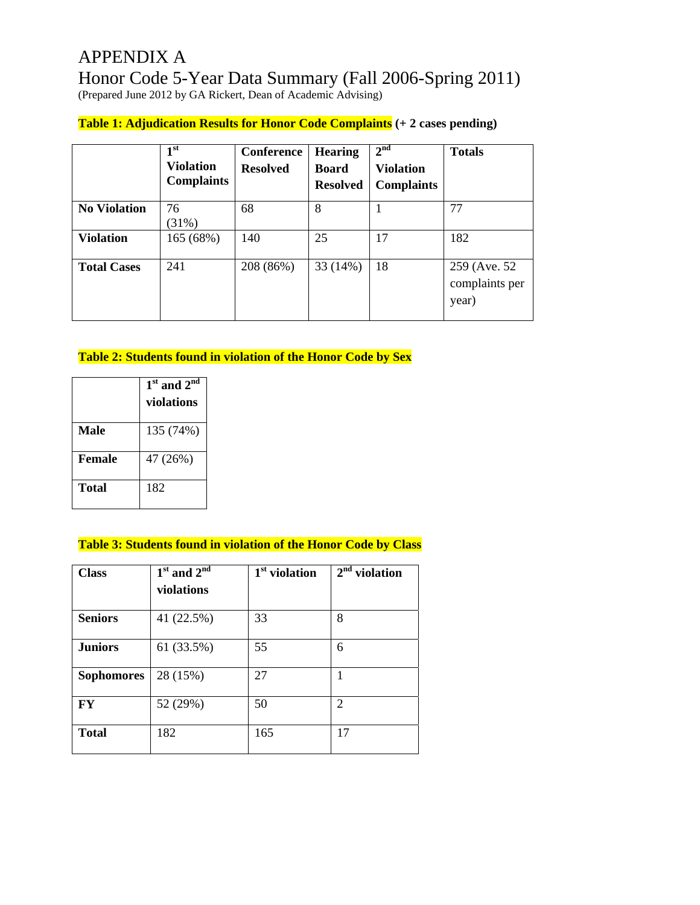# APPENDIX A

# Honor Code 5-Year Data Summary (Fall 2006-Spring 2011)

(Prepared June 2012 by GA Rickert, Dean of Academic Advising)

**Table 1: Adjudication Results for Honor Code Complaints (+ 2 cases pending)**

| | **1st Violation Complaints** | **Conference Resolved** | **Hearing Board Resolved** | **2nd Violation Complaints** | **Totals** |
|---|---|---|---|---|---|
| **No Violation** | 76 (31%) | 68 | 8 | 1 | 77 |
| **Violation** | 165 (68%) | 140 | 25 | 17 | 182 |
| **Total Cases** | 241 | 208 (86%) | 33 (14%) | 18 | 259 (Ave. 52 complaints per year) |

**Table 2: Students found in violation of the Honor Code by Sex**

| | **1st and 2nd violations** |
|---|---|
| **Male** | 135 (74%) |
| **Female** | 47 (26%) |
| **Total** | 182 |

**Table 3: Students found in violation of the Honor Code by Class**

| **Class** | **1st and 2nd violations** | **1st violation** | **2nd violation** |
|---|---|---|---|
| **Seniors** | 41 (22.5%) | 33 | 8 |
| **Juniors** | 61 (33.5%) | 55 | 6 |
| **Sophomores** | 28 (15%) | 27 | 1 |
| **FY** | 52 (29%) | 50 | 2 |
| **Total** | 182 | 165 | 17 |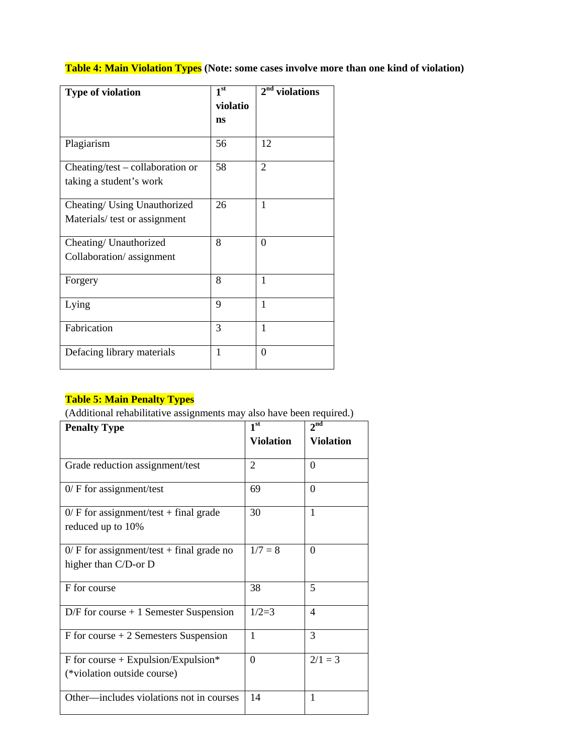**Table 4: Main Violation Types** (Note: some cases involve more than one kind of violation)

| Type of violation | 1st violations | 2nd violations |
|---|---|---|
| Plagiarism | 56 | 12 |
| Cheating/test – collaboration or taking a student's work | 58 | 2 |
| Cheating/ Using Unauthorized Materials/ test or assignment | 26 | 1 |
| Cheating/ Unauthorized Collaboration/ assignment | 8 | 0 |
| Forgery | 8 | 1 |
| Lying | 9 | 1 |
| Fabrication | 3 | 1 |
| Defacing library materials | 1 | 0 |

**Table 5: Main Penalty Types**

(Additional rehabilitative assignments may also have been required.)

| Penalty Type | 1st Violation | 2nd Violation |
|---|---|---|
| Grade reduction assignment/test | 2 | 0 |
| 0/ F for assignment/test | 69 | 0 |
| 0/ F for assignment/test + final grade reduced up to 10% | 30 | 1 |
| 0/ F for assignment/test + final grade no higher than C/D-or D | 1/7 = 8 | 0 |
| F for course | 38 | 5 |
| D/F for course + 1 Semester Suspension | 1/2=3 | 4 |
| F for course + 2 Semesters Suspension | 1 | 3 |
| F for course + Expulsion/Expulsion* (*violation outside course) | 0 | 2/1 = 3 |
| Other—includes violations not in courses | 14 | 1 |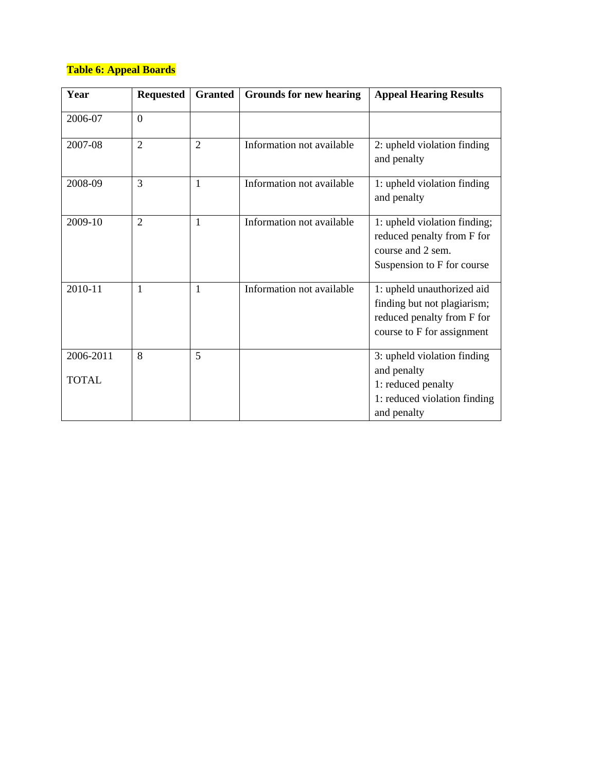**Table 6: Appeal Boards**

| Year | Requested | Granted | Grounds for new hearing | Appeal Hearing Results |
|---|---|---|---|---|
| 2006-07 | 0 | | | |
| 2007-08 | 2 | 2 | Information not available | 2: upheld violation finding and penalty |
| 2008-09 | 3 | 1 | Information not available | 1: upheld violation finding and penalty |
| 2009-10 | 2 | 1 | Information not available | 1: upheld violation finding; reduced penalty from F for course and 2 sem. Suspension to F for course |
| 2010-11 | 1 | 1 | Information not available | 1: upheld unauthorized aid finding but not plagiarism; reduced penalty from F for course to F for assignment |
| 2006-2011 TOTAL | 8 | 5 | | 3: upheld violation finding and penalty<br>1: reduced penalty<br>1: reduced violation finding and penalty |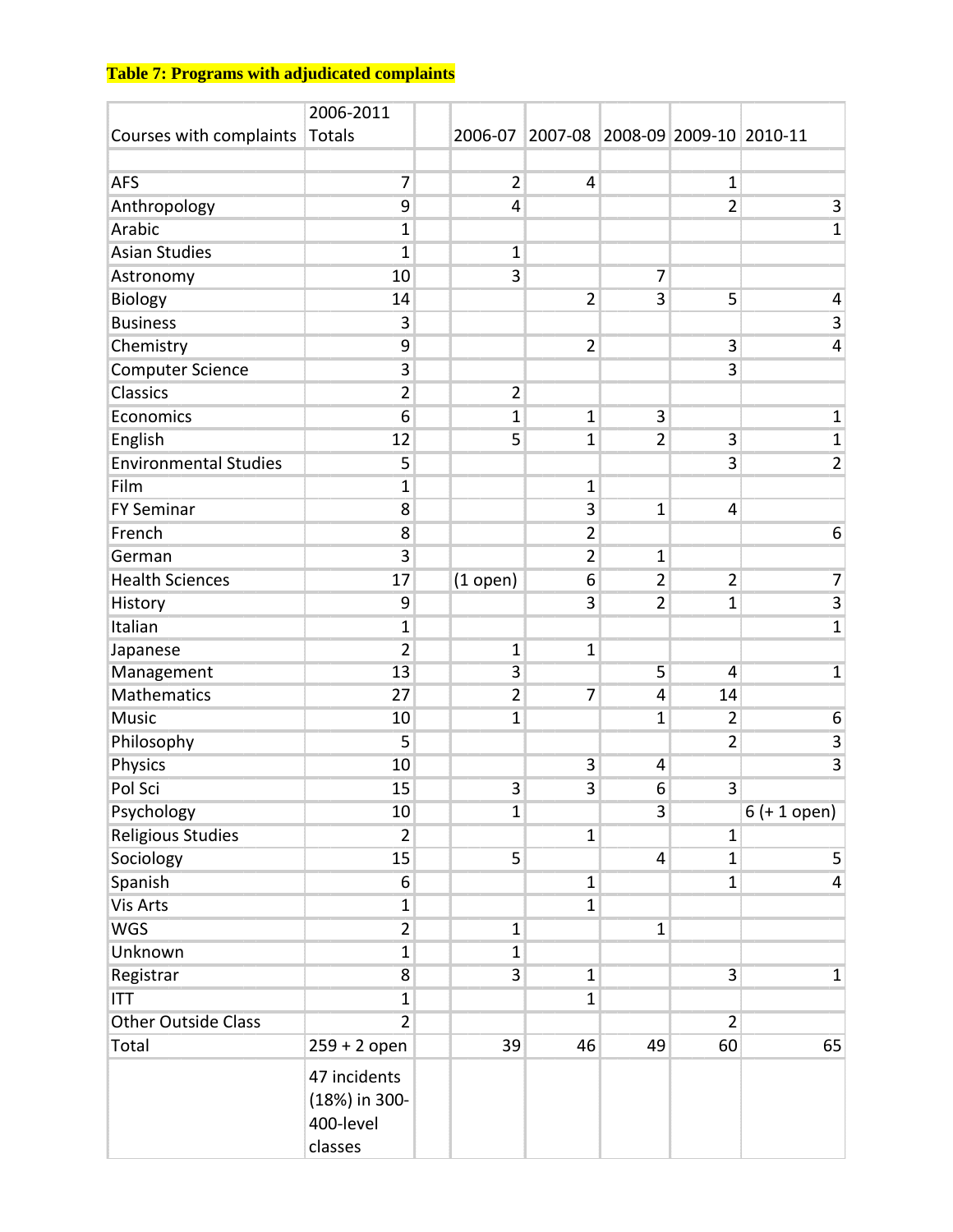**Table 7: Programs with adjudicated complaints**

| Courses with complaints | 2006-2011 Totals | | 2006-07 | 2007-08 | 2008-09 | 2009-10 | 2010-11 |
|---|---|---|---|---|---|---|---|
| | | | | | | | |
| AFS | 7 | | 2 | 4 | | 1 | |
| Anthropology | 9 | | 4 | | | 2 | 3 |
| Arabic | 1 | | | | | | 1 |
| Asian Studies | 1 | | 1 | | | | |
| Astronomy | 10 | | 3 | | 7 | | |
| Biology | 14 | | | 2 | 3 | 5 | 4 |
| Business | 3 | | | | | | 3 |
| Chemistry | 9 | | | 2 | | 3 | 4 |
| Computer Science | 3 | | | | | 3 | |
| Classics | 2 | | 2 | | | | |
| Economics | 6 | | 1 | 1 | 3 | | 1 |
| English | 12 | | 5 | 1 | 2 | 3 | 1 |
| Environmental Studies | 5 | | | | | 3 | 2 |
| Film | 1 | | | 1 | | | |
| FY Seminar | 8 | | | 3 | 1 | 4 | |
| French | 8 | | | 2 | | | 6 |
| German | 3 | | | 2 | 1 | | |
| Health Sciences | 17 | | (1 open) | 6 | 2 | 2 | 7 |
| History | 9 | | | 3 | 2 | 1 | 3 |
| Italian | 1 | | | | | | 1 |
| Japanese | 2 | | 1 | 1 | | | |
| Management | 13 | | 3 | | 5 | 4 | 1 |
| Mathematics | 27 | | 2 | 7 | 4 | 14 | |
| Music | 10 | | 1 | | 1 | 2 | 6 |
| Philosophy | 5 | | | | | 2 | 3 |
| Physics | 10 | | | 3 | 4 | | 3 |
| Pol Sci | 15 | | 3 | 3 | 6 | 3 | |
| Psychology | 10 | | 1 | | 3 | | 6 (+ 1 open) |
| Religious Studies | 2 | | | 1 | | 1 | |
| Sociology | 15 | | 5 | | 4 | 1 | 5 |
| Spanish | 6 | | | 1 | | 1 | 4 |
| Vis Arts | 1 | | | 1 | | | |
| WGS | 2 | | 1 | | 1 | | |
| Unknown | 1 | | 1 | | | | |
| Registrar | 8 | | 3 | 1 | | 3 | 1 |
| ITT | 1 | | | 1 | | | |
| Other Outside Class | 2 | | | | | 2 | |
| Total | 259 + 2 open | | 39 | 46 | 49 | 60 | 65 |
| | 47 incidents (18%) in 300-400-level classes | | | | | | |